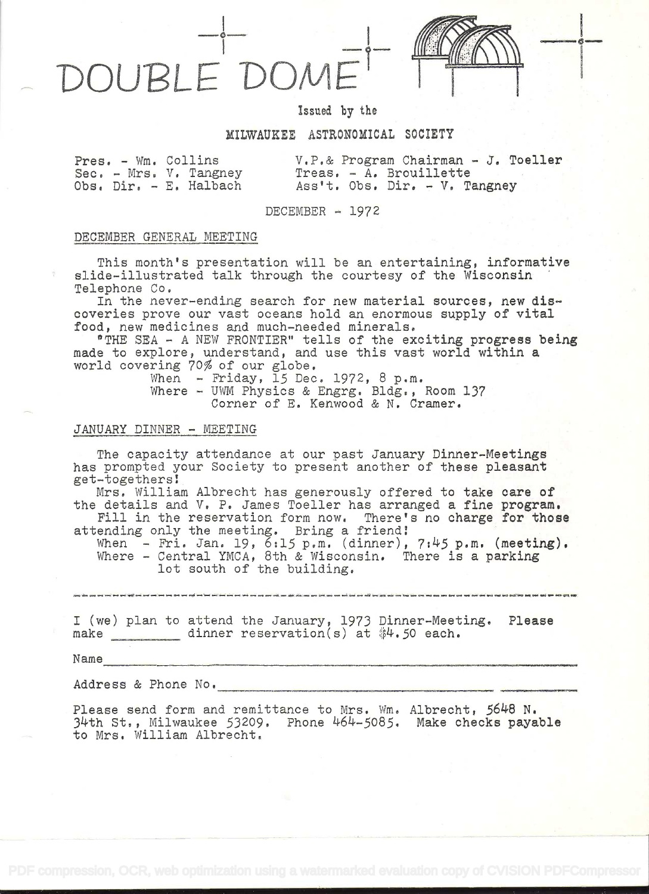# DOUBLE DOME

Issued by the

MILWAUKEE ASTRONOMICAL SOCIETY

Pres. - Wm. Collins
Sec. - Mrs. V. Tangney
Obs. Dir. - E. Halbach

V.P.& Program Chairman - J. Toeller
Treas. - A. Brouillette
Ass't. Obs. Dir. - V. Tangney

DECEMBER - 1972

## DECEMBER GENERAL MEETING

This month's presentation will be an entertaining, informative slide-illustrated talk through the courtesy of the Wisconsin Telephone Co.

In the never-ending search for new material sources, new discoveries prove our vast oceans hold an enormous supply of vital food, new medicines and much-needed minerals.

"THE SEA - A NEW FRONTIER" tells of the exciting progress being made to explore, understand, and use this vast world within a world covering 70% of our globe.

When - Friday, 15 Dec. 1972, 8 p.m.
Where - UWM Physics & Engrg. Bldg., Room 137
Corner of E. Kenwood & N. Cramer.

## JANUARY DINNER - MEETING

The capacity attendance at our past January Dinner-Meetings has prompted your Society to present another of these pleasant get-togethers!

Mrs. William Albrecht has generously offered to take care of the details and V. P. James Toeller has arranged a fine program.

Fill in the reservation form now. There's no charge for those attending only the meeting. Bring a friend!

When - Fri. Jan. 19, 6:15 p.m. (dinner), 7:45 p.m. (meeting).
Where - Central YMCA, 8th & Wisconsin. There is a parking lot south of the building.

---

I (we) plan to attend the January, 1973 Dinner-Meeting. Please make \_\_\_\_\_\_\_\_ dinner reservation(s) at $4.50 each.

Name\_\_\_\_\_\_\_\_\_\_\_\_\_\_\_\_\_\_\_\_\_\_\_\_\_\_\_\_\_\_\_\_\_\_\_\_\_\_\_\_\_\_\_\_

Address & Phone No.\_\_\_\_\_\_\_\_\_\_\_\_\_\_\_\_\_\_\_\_\_\_\_\_\_\_\_\_\_\_\_\_\_\_\_\_

Please send form and remittance to Mrs. Wm. Albrecht, 5648 N. 34th St., Milwaukee 53209. Phone 464-5085. Make checks payable to Mrs. William Albrecht.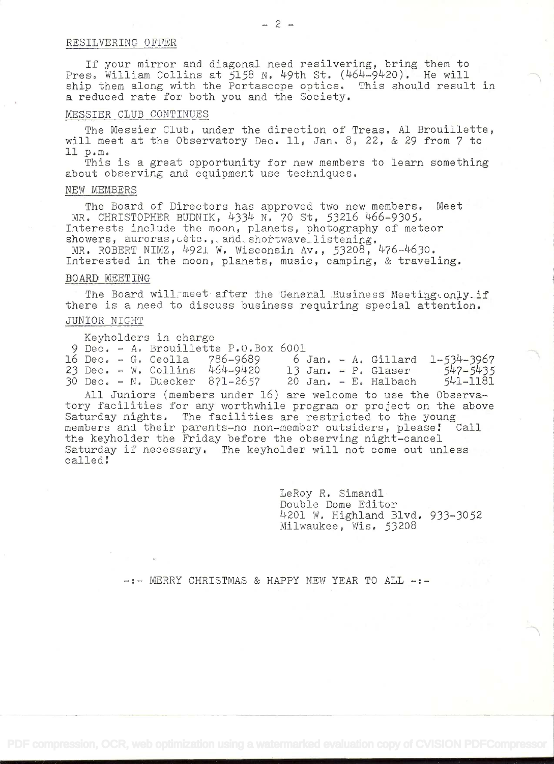## RESILVERING OFFER

If your mirror and diagonal need resilvering, bring them to Pres. William Collins at 5158 N. 49th St. (464-9420). He will ship them along with the Portascope optics. This should result in a reduced rate for both you and the Society.

## MESSIER CLUB CONTINUES

The Messier Club, under the direction of Treas. Al Brouillette, will meet at the Observatory Dec. 11, Jan. 8, 22, & 29 from 7 to 11 p.m.

This is a great opportunity for new members to learn something about observing and equipment use techniques.

## NEW MEMBERS

The Board of Directors has approved two new members. Meet MR. CHRISTOPHER BUDNIK, 4334 N. 70 St, 53216 466-9305. Interests include the moon, planets, photography of meteor showers, auroras, etc., and shortwave listening.

MR. ROBERT NIMZ, 4921 W. Wisconsin Av., 53208, 476-4630. Interested in the moon, planets, music, camping, & traveling.

## BOARD MEETING

The Board will meet after the General Business Meeting only if there is a need to discuss business requiring special attention.

## JUNIOR NIGHT

Keyholders in charge

| | | | |
|---|---|---|---|
| 9 Dec. - A. Brouillette | P.O.Box 6001 | | |
| 16 Dec. - G. Ceolla | 786-9689 | 6 Jan. - A. Gillard | 1-534-3967 |
| 23 Dec. - W. Collins | 464-9420 | 13 Jan. - P. Glaser | 547-5435 |
| 30 Dec. - N. Duecker | 871-2657 | 20 Jan. - E. Halbach | 541-1181 |

All Juniors (members under 16) are welcome to use the Observatory facilities for any worthwhile program or project on the above Saturday nights. The facilities are restricted to the young members and their parents-no non-member outsiders, please! Call the keyholder the Friday before the observing night-cancel Saturday if necessary. The keyholder will not come out unless called!

LeRoy R. Simandl
Double Dome Editor
4201 W. Highland Blvd. 933-3052
Milwaukee, Wis. 53208

-:- MERRY CHRISTMAS & HAPPY NEW YEAR TO ALL -:-